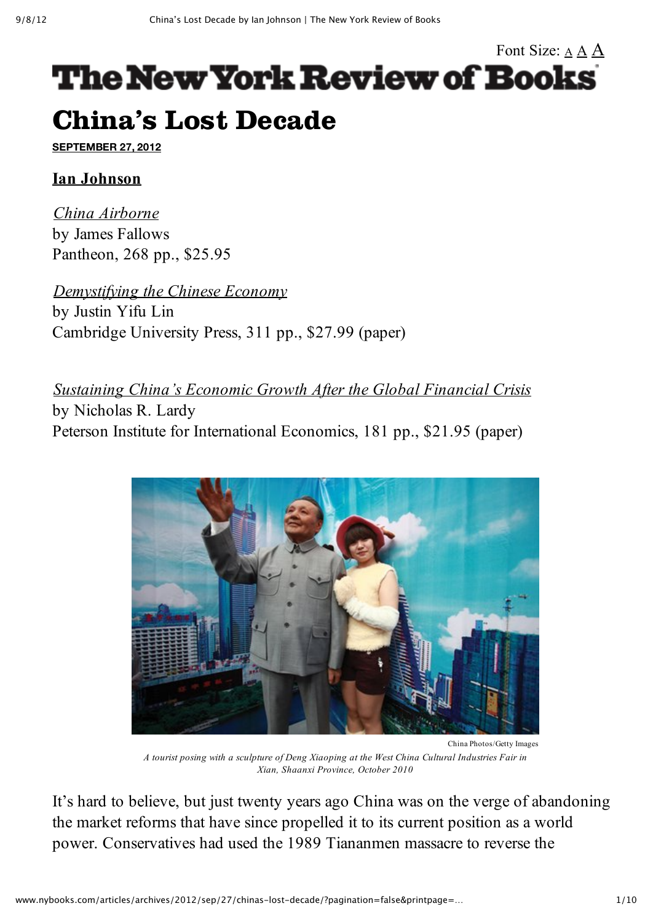Font Size: A A A

# The New York Review of Books

# China's Lost Decade

**SEPTEMBER 27, 2012**

**Ian Johnson**

*China Airborne*
by James Fallows
Pantheon, 268 pp., $25.95

*Demystifying the Chinese Economy*
by Justin Yifu Lin
Cambridge University Press, 311 pp., $27.99 (paper)

*Sustaining China's Economic Growth After the Global Financial Crisis*
by Nicholas R. Lardy
Peterson Institute for International Economics, 181 pp., $21.95 (paper)

China Photos/Getty Images

*A tourist posing with a sculpture of Deng Xiaoping at the West China Cultural Industries Fair in Xian, Shaanxi Province, October 2010*

It's hard to believe, but just twenty years ago China was on the verge of abandoning the market reforms that have since propelled it to its current position as a world power. Conservatives had used the 1989 Tiananmen massacre to reverse the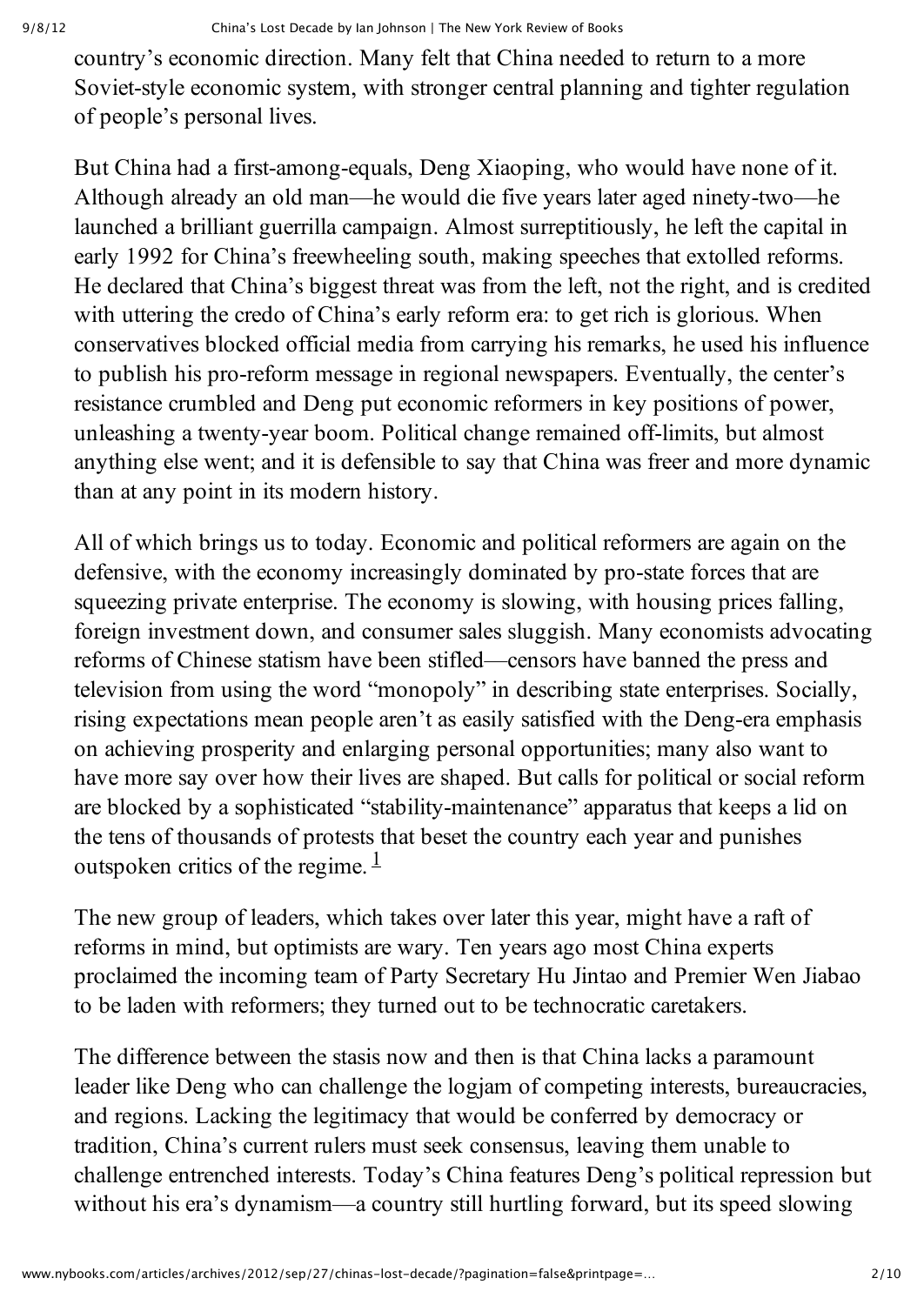country's economic direction. Many felt that China needed to return to a more Soviet-style economic system, with stronger central planning and tighter regulation of people's personal lives.

But China had a first-among-equals, Deng Xiaoping, who would have none of it. Although already an old man—he would die five years later aged ninety-two—he launched a brilliant guerrilla campaign. Almost surreptitiously, he left the capital in early 1992 for China's freewheeling south, making speeches that extolled reforms. He declared that China's biggest threat was from the left, not the right, and is credited with uttering the credo of China's early reform era: to get rich is glorious. When conservatives blocked official media from carrying his remarks, he used his influence to publish his pro-reform message in regional newspapers. Eventually, the center's resistance crumbled and Deng put economic reformers in key positions of power, unleashing a twenty-year boom. Political change remained off-limits, but almost anything else went; and it is defensible to say that China was freer and more dynamic than at any point in its modern history.

All of which brings us to today. Economic and political reformers are again on the defensive, with the economy increasingly dominated by pro-state forces that are squeezing private enterprise. The economy is slowing, with housing prices falling, foreign investment down, and consumer sales sluggish. Many economists advocating reforms of Chinese statism have been stifled—censors have banned the press and television from using the word "monopoly" in describing state enterprises. Socially, rising expectations mean people aren't as easily satisfied with the Deng-era emphasis on achieving prosperity and enlarging personal opportunities; many also want to have more say over how their lives are shaped. But calls for political or social reform are blocked by a sophisticated "stability-maintenance" apparatus that keeps a lid on the tens of thousands of protests that beset the country each year and punishes outspoken critics of the regime. [1]

The new group of leaders, which takes over later this year, might have a raft of reforms in mind, but optimists are wary. Ten years ago most China experts proclaimed the incoming team of Party Secretary Hu Jintao and Premier Wen Jiabao to be laden with reformers; they turned out to be technocratic caretakers.

The difference between the stasis now and then is that China lacks a paramount leader like Deng who can challenge the logjam of competing interests, bureaucracies, and regions. Lacking the legitimacy that would be conferred by democracy or tradition, China's current rulers must seek consensus, leaving them unable to challenge entrenched interests. Today's China features Deng's political repression but without his era's dynamism—a country still hurtling forward, but its speed slowing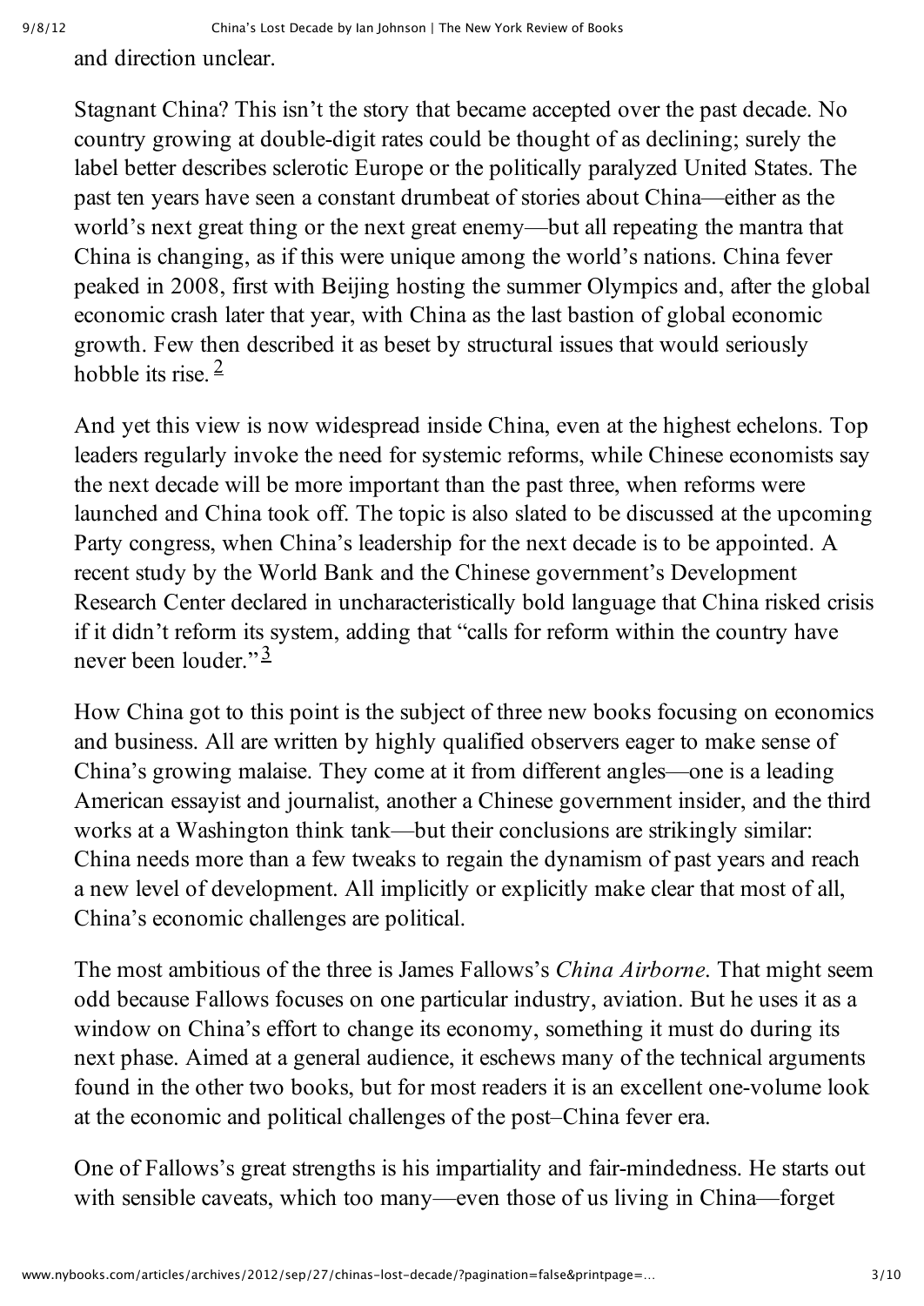and direction unclear.

Stagnant China? This isn't the story that became accepted over the past decade. No country growing at double-digit rates could be thought of as declining; surely the label better describes sclerotic Europe or the politically paralyzed United States. The past ten years have seen a constant drumbeat of stories about China—either as the world's next great thing or the next great enemy—but all repeating the mantra that China is changing, as if this were unique among the world's nations. China fever peaked in 2008, first with Beijing hosting the summer Olympics and, after the global economic crash later that year, with China as the last bastion of global economic growth. Few then described it as beset by structural issues that would seriously hobble its rise. [2]

And yet this view is now widespread inside China, even at the highest echelons. Top leaders regularly invoke the need for systemic reforms, while Chinese economists say the next decade will be more important than the past three, when reforms were launched and China took off. The topic is also slated to be discussed at the upcoming Party congress, when China's leadership for the next decade is to be appointed. A recent study by the World Bank and the Chinese government's Development Research Center declared in uncharacteristically bold language that China risked crisis if it didn't reform its system, adding that "calls for reform within the country have never been louder." [3]

How China got to this point is the subject of three new books focusing on economics and business. All are written by highly qualified observers eager to make sense of China's growing malaise. They come at it from different angles—one is a leading American essayist and journalist, another a Chinese government insider, and the third works at a Washington think tank—but their conclusions are strikingly similar: China needs more than a few tweaks to regain the dynamism of past years and reach a new level of development. All implicitly or explicitly make clear that most of all, China's economic challenges are political.

The most ambitious of the three is James Fallows's *China Airborne*. That might seem odd because Fallows focuses on one particular industry, aviation. But he uses it as a window on China's effort to change its economy, something it must do during its next phase. Aimed at a general audience, it eschews many of the technical arguments found in the other two books, but for most readers it is an excellent one-volume look at the economic and political challenges of the post–China fever era.

One of Fallows's great strengths is his impartiality and fair-mindedness. He starts out with sensible caveats, which too many—even those of us living in China—forget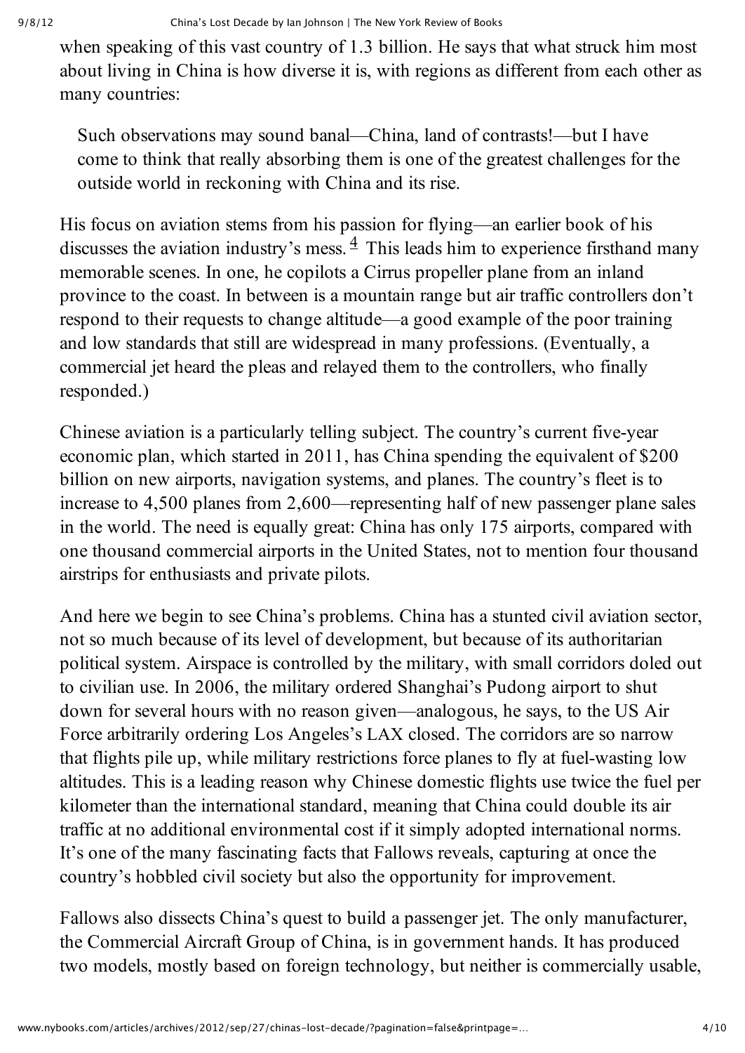when speaking of this vast country of 1.3 billion. He says that what struck him most about living in China is how diverse it is, with regions as different from each other as many countries:

> Such observations may sound banal—China, land of contrasts!—but I have come to think that really absorbing them is one of the greatest challenges for the outside world in reckoning with China and its rise.

His focus on aviation stems from his passion for flying—an earlier book of his discusses the aviation industry's mess.[4] This leads him to experience firsthand many memorable scenes. In one, he copilots a Cirrus propeller plane from an inland province to the coast. In between is a mountain range but air traffic controllers don't respond to their requests to change altitude—a good example of the poor training and low standards that still are widespread in many professions. (Eventually, a commercial jet heard the pleas and relayed them to the controllers, who finally responded.)

Chinese aviation is a particularly telling subject. The country's current five-year economic plan, which started in 2011, has China spending the equivalent of $200 billion on new airports, navigation systems, and planes. The country's fleet is to increase to 4,500 planes from 2,600—representing half of new passenger plane sales in the world. The need is equally great: China has only 175 airports, compared with one thousand commercial airports in the United States, not to mention four thousand airstrips for enthusiasts and private pilots.

And here we begin to see China's problems. China has a stunted civil aviation sector, not so much because of its level of development, but because of its authoritarian political system. Airspace is controlled by the military, with small corridors doled out to civilian use. In 2006, the military ordered Shanghai's Pudong airport to shut down for several hours with no reason given—analogous, he says, to the US Air Force arbitrarily ordering Los Angeles's LAX closed. The corridors are so narrow that flights pile up, while military restrictions force planes to fly at fuel-wasting low altitudes. This is a leading reason why Chinese domestic flights use twice the fuel per kilometer than the international standard, meaning that China could double its air traffic at no additional environmental cost if it simply adopted international norms. It's one of the many fascinating facts that Fallows reveals, capturing at once the country's hobbled civil society but also the opportunity for improvement.

Fallows also dissects China's quest to build a passenger jet. The only manufacturer, the Commercial Aircraft Group of China, is in government hands. It has produced two models, mostly based on foreign technology, but neither is commercially usable,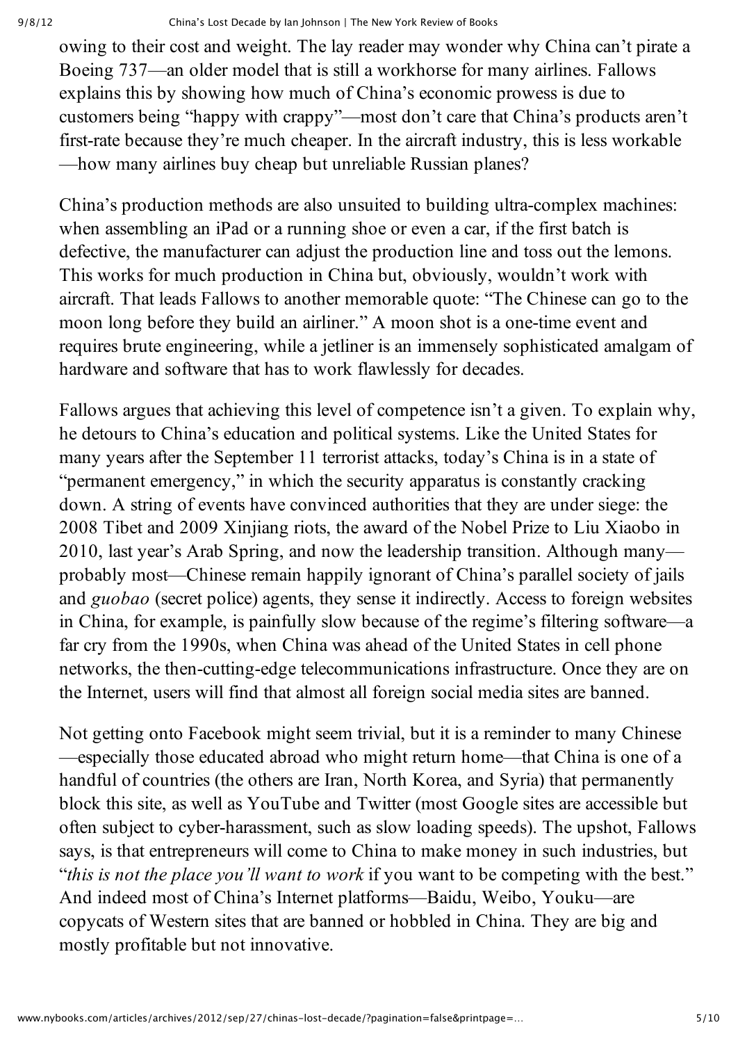owing to their cost and weight. The lay reader may wonder why China can't pirate a Boeing 737—an older model that is still a workhorse for many airlines. Fallows explains this by showing how much of China's economic prowess is due to customers being "happy with crappy"—most don't care that China's products aren't first-rate because they're much cheaper. In the aircraft industry, this is less workable—how many airlines buy cheap but unreliable Russian planes?

China's production methods are also unsuited to building ultra-complex machines: when assembling an iPad or a running shoe or even a car, if the first batch is defective, the manufacturer can adjust the production line and toss out the lemons. This works for much production in China but, obviously, wouldn't work with aircraft. That leads Fallows to another memorable quote: "The Chinese can go to the moon long before they build an airliner." A moon shot is a one-time event and requires brute engineering, while a jetliner is an immensely sophisticated amalgam of hardware and software that has to work flawlessly for decades.

Fallows argues that achieving this level of competence isn't a given. To explain why, he detours to China's education and political systems. Like the United States for many years after the September 11 terrorist attacks, today's China is in a state of "permanent emergency," in which the security apparatus is constantly cracking down. A string of events have convinced authorities that they are under siege: the 2008 Tibet and 2009 Xinjiang riots, the award of the Nobel Prize to Liu Xiaobo in 2010, last year's Arab Spring, and now the leadership transition. Although many—probably most—Chinese remain happily ignorant of China's parallel society of jails and *guobao* (secret police) agents, they sense it indirectly. Access to foreign websites in China, for example, is painfully slow because of the regime's filtering software—a far cry from the 1990s, when China was ahead of the United States in cell phone networks, the then-cutting-edge telecommunications infrastructure. Once they are on the Internet, users will find that almost all foreign social media sites are banned.

Not getting onto Facebook might seem trivial, but it is a reminder to many Chinese—especially those educated abroad who might return home—that China is one of a handful of countries (the others are Iran, North Korea, and Syria) that permanently block this site, as well as YouTube and Twitter (most Google sites are accessible but often subject to cyber-harassment, such as slow loading speeds). The upshot, Fallows says, is that entrepreneurs will come to China to make money in such industries, but "*this is not the place you'll want to work* if you want to be competing with the best." And indeed most of China's Internet platforms—Baidu, Weibo, Youku—are copycats of Western sites that are banned or hobbled in China. They are big and mostly profitable but not innovative.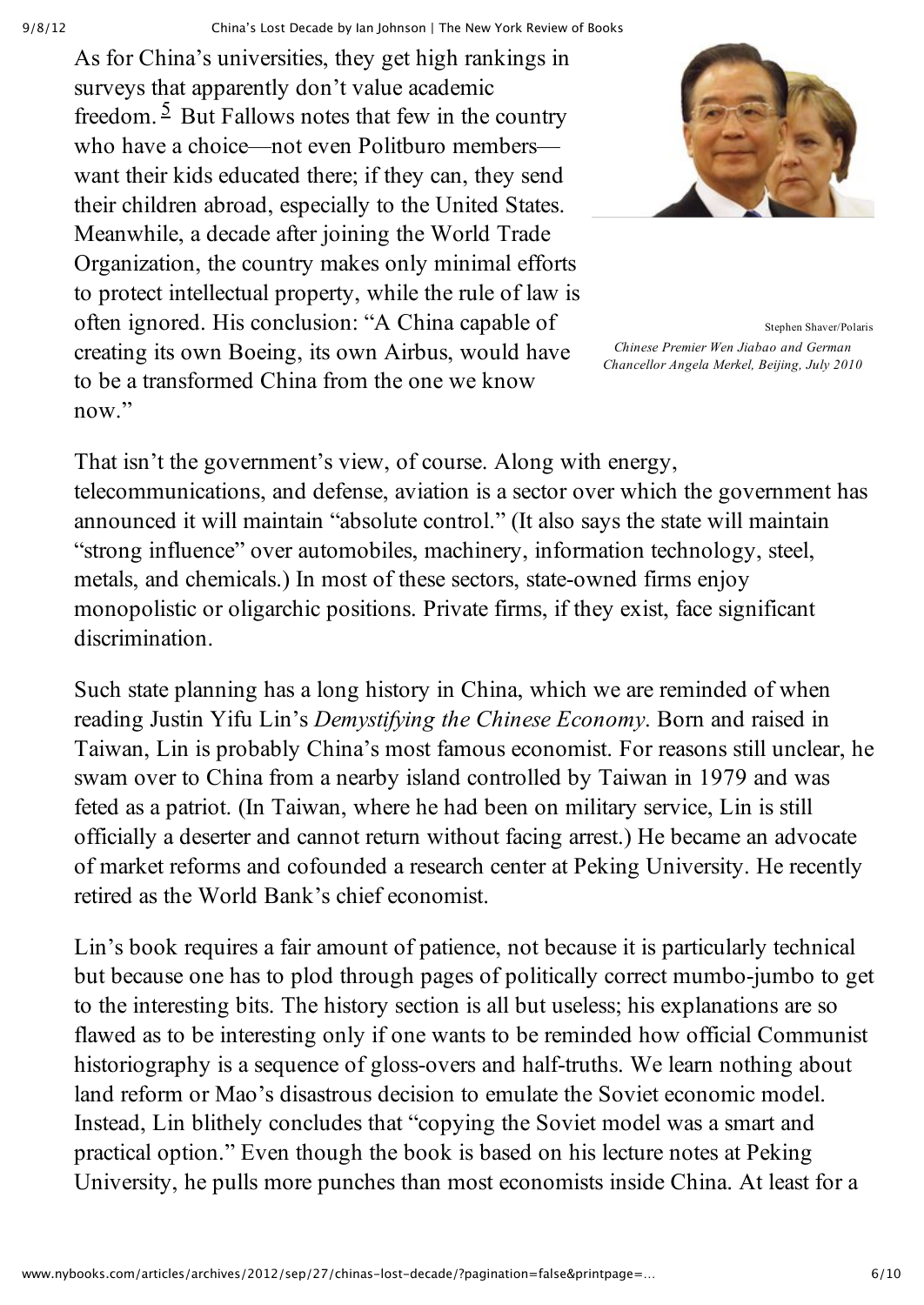As for China's universities, they get high rankings in surveys that apparently don't value academic freedom.[5] But Fallows notes that few in the country who have a choice—not even Politburo members—want their kids educated there; if they can, they send their children abroad, especially to the United States. Meanwhile, a decade after joining the World Trade Organization, the country makes only minimal efforts to protect intellectual property, while the rule of law is often ignored. His conclusion: "A China capable of creating its own Boeing, its own Airbus, would have to be a transformed China from the one we know now."

Stephen Shaver/Polaris

*Chinese Premier Wen Jiabao and German Chancellor Angela Merkel, Beijing, July 2010*

That isn't the government's view, of course. Along with energy, telecommunications, and defense, aviation is a sector over which the government has announced it will maintain "absolute control." (It also says the state will maintain "strong influence" over automobiles, machinery, information technology, steel, metals, and chemicals.) In most of these sectors, state-owned firms enjoy monopolistic or oligarchic positions. Private firms, if they exist, face significant discrimination.

Such state planning has a long history in China, which we are reminded of when reading Justin Yifu Lin's *Demystifying the Chinese Economy*. Born and raised in Taiwan, Lin is probably China's most famous economist. For reasons still unclear, he swam over to China from a nearby island controlled by Taiwan in 1979 and was feted as a patriot. (In Taiwan, where he had been on military service, Lin is still officially a deserter and cannot return without facing arrest.) He became an advocate of market reforms and cofounded a research center at Peking University. He recently retired as the World Bank's chief economist.

Lin's book requires a fair amount of patience, not because it is particularly technical but because one has to plod through pages of politically correct mumbo-jumbo to get to the interesting bits. The history section is all but useless; his explanations are so flawed as to be interesting only if one wants to be reminded how official Communist historiography is a sequence of gloss-overs and half-truths. We learn nothing about land reform or Mao's disastrous decision to emulate the Soviet economic model. Instead, Lin blithely concludes that "copying the Soviet model was a smart and practical option." Even though the book is based on his lecture notes at Peking University, he pulls more punches than most economists inside China. At least for a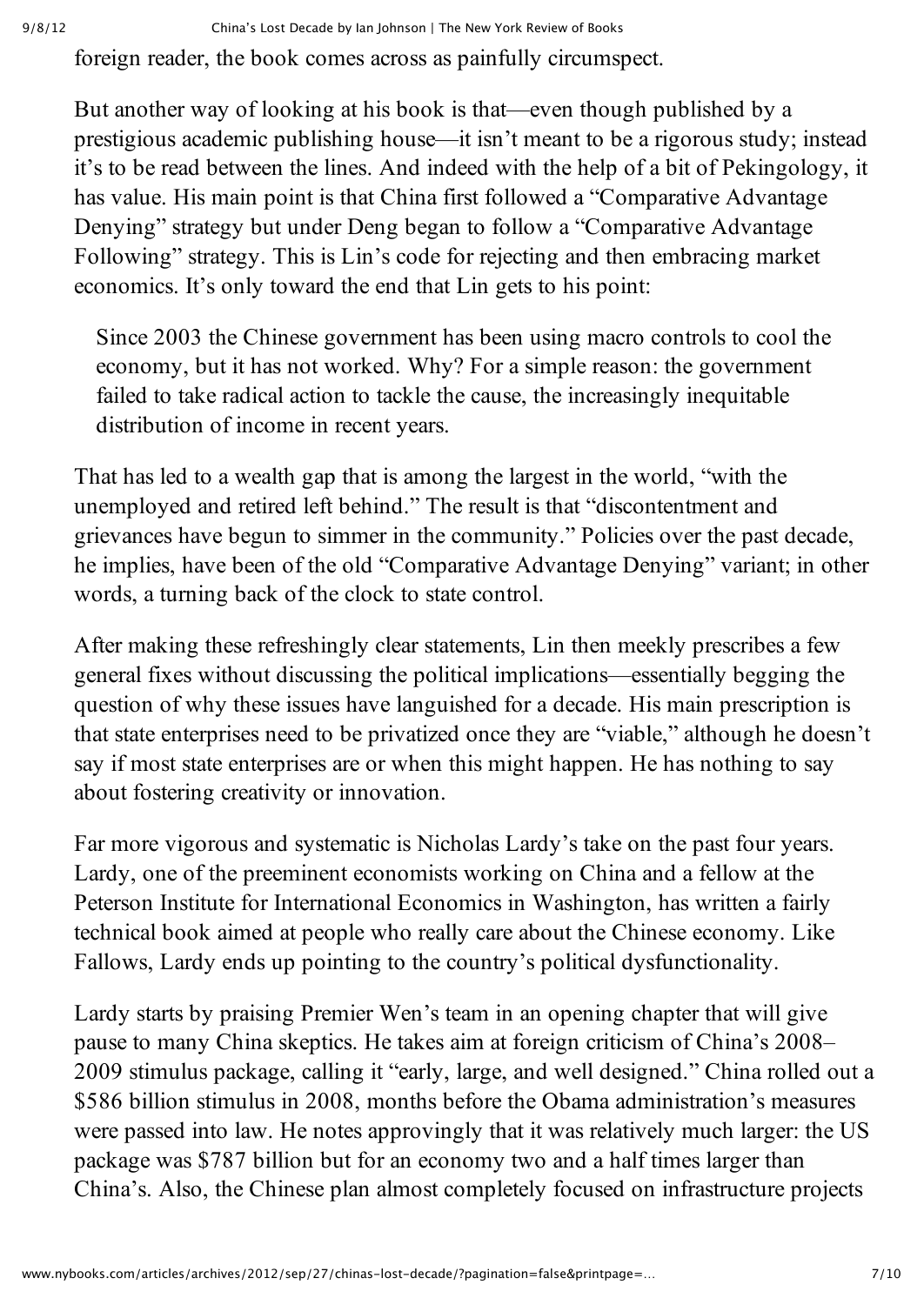foreign reader, the book comes across as painfully circumspect.

But another way of looking at his book is that—even though published by a prestigious academic publishing house—it isn't meant to be a rigorous study; instead it's to be read between the lines. And indeed with the help of a bit of Pekingology, it has value. His main point is that China first followed a "Comparative Advantage Denying" strategy but under Deng began to follow a "Comparative Advantage Following" strategy. This is Lin's code for rejecting and then embracing market economics. It's only toward the end that Lin gets to his point:

> Since 2003 the Chinese government has been using macro controls to cool the economy, but it has not worked. Why? For a simple reason: the government failed to take radical action to tackle the cause, the increasingly inequitable distribution of income in recent years.

That has led to a wealth gap that is among the largest in the world, "with the unemployed and retired left behind." The result is that "discontentment and grievances have begun to simmer in the community." Policies over the past decade, he implies, have been of the old "Comparative Advantage Denying" variant; in other words, a turning back of the clock to state control.

After making these refreshingly clear statements, Lin then meekly prescribes a few general fixes without discussing the political implications—essentially begging the question of why these issues have languished for a decade. His main prescription is that state enterprises need to be privatized once they are "viable," although he doesn't say if most state enterprises are or when this might happen. He has nothing to say about fostering creativity or innovation.

Far more vigorous and systematic is Nicholas Lardy's take on the past four years. Lardy, one of the preeminent economists working on China and a fellow at the Peterson Institute for International Economics in Washington, has written a fairly technical book aimed at people who really care about the Chinese economy. Like Fallows, Lardy ends up pointing to the country's political dysfunctionality.

Lardy starts by praising Premier Wen's team in an opening chapter that will give pause to many China skeptics. He takes aim at foreign criticism of China's 2008–2009 stimulus package, calling it "early, large, and well designed." China rolled out a $586 billion stimulus in 2008, months before the Obama administration's measures were passed into law. He notes approvingly that it was relatively much larger: the US package was $787 billion but for an economy two and a half times larger than China's. Also, the Chinese plan almost completely focused on infrastructure projects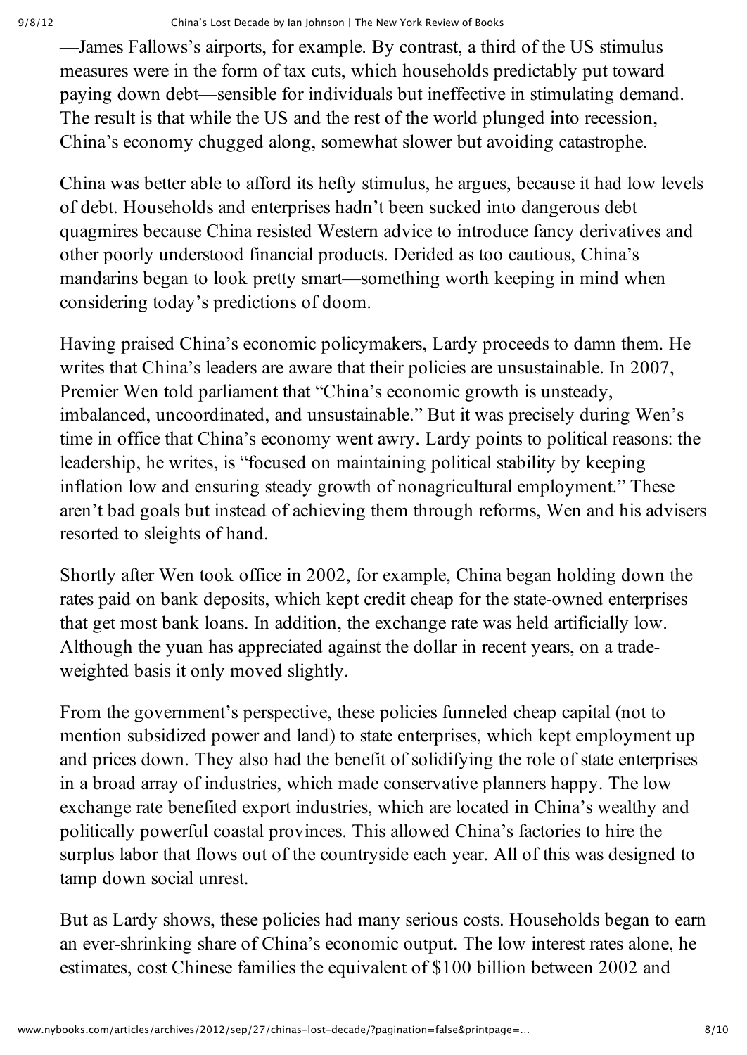—James Fallows's airports, for example. By contrast, a third of the US stimulus measures were in the form of tax cuts, which households predictably put toward paying down debt—sensible for individuals but ineffective in stimulating demand. The result is that while the US and the rest of the world plunged into recession, China's economy chugged along, somewhat slower but avoiding catastrophe.

China was better able to afford its hefty stimulus, he argues, because it had low levels of debt. Households and enterprises hadn't been sucked into dangerous debt quagmires because China resisted Western advice to introduce fancy derivatives and other poorly understood financial products. Derided as too cautious, China's mandarins began to look pretty smart—something worth keeping in mind when considering today's predictions of doom.

Having praised China's economic policymakers, Lardy proceeds to damn them. He writes that China's leaders are aware that their policies are unsustainable. In 2007, Premier Wen told parliament that "China's economic growth is unsteady, imbalanced, uncoordinated, and unsustainable." But it was precisely during Wen's time in office that China's economy went awry. Lardy points to political reasons: the leadership, he writes, is "focused on maintaining political stability by keeping inflation low and ensuring steady growth of nonagricultural employment." These aren't bad goals but instead of achieving them through reforms, Wen and his advisers resorted to sleights of hand.

Shortly after Wen took office in 2002, for example, China began holding down the rates paid on bank deposits, which kept credit cheap for the state-owned enterprises that get most bank loans. In addition, the exchange rate was held artificially low. Although the yuan has appreciated against the dollar in recent years, on a trade-weighted basis it only moved slightly.

From the government's perspective, these policies funneled cheap capital (not to mention subsidized power and land) to state enterprises, which kept employment up and prices down. They also had the benefit of solidifying the role of state enterprises in a broad array of industries, which made conservative planners happy. The low exchange rate benefited export industries, which are located in China's wealthy and politically powerful coastal provinces. This allowed China's factories to hire the surplus labor that flows out of the countryside each year. All of this was designed to tamp down social unrest.

But as Lardy shows, these policies had many serious costs. Households began to earn an ever-shrinking share of China's economic output. The low interest rates alone, he estimates, cost Chinese families the equivalent of $100 billion between 2002 and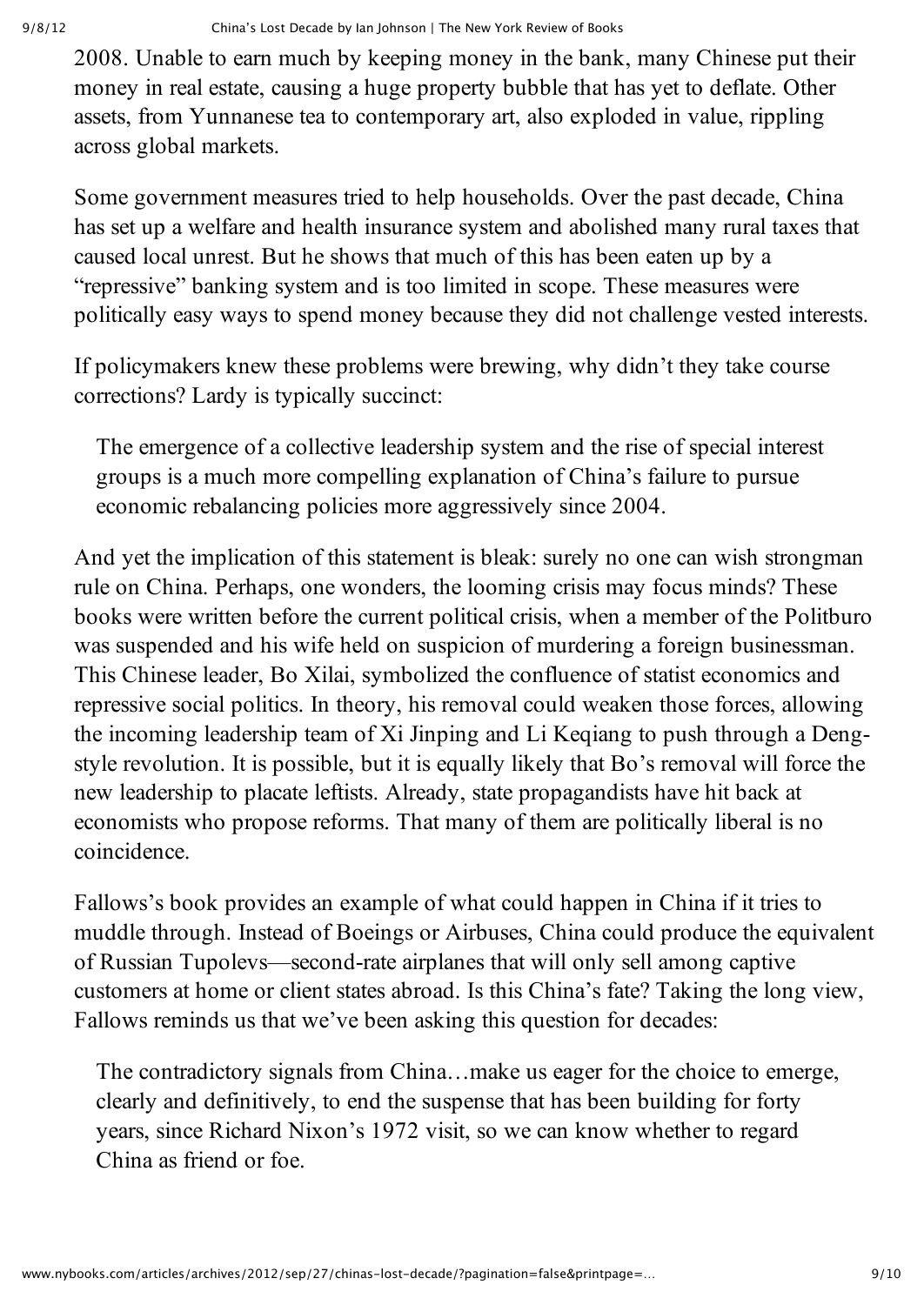2008. Unable to earn much by keeping money in the bank, many Chinese put their money in real estate, causing a huge property bubble that has yet to deflate. Other assets, from Yunnanese tea to contemporary art, also exploded in value, rippling across global markets.

Some government measures tried to help households. Over the past decade, China has set up a welfare and health insurance system and abolished many rural taxes that caused local unrest. But he shows that much of this has been eaten up by a "repressive" banking system and is too limited in scope. These measures were politically easy ways to spend money because they did not challenge vested interests.

If policymakers knew these problems were brewing, why didn't they take course corrections? Lardy is typically succinct:

> The emergence of a collective leadership system and the rise of special interest groups is a much more compelling explanation of China's failure to pursue economic rebalancing policies more aggressively since 2004.

And yet the implication of this statement is bleak: surely no one can wish strongman rule on China. Perhaps, one wonders, the looming crisis may focus minds? These books were written before the current political crisis, when a member of the Politburo was suspended and his wife held on suspicion of murdering a foreign businessman. This Chinese leader, Bo Xilai, symbolized the confluence of statist economics and repressive social politics. In theory, his removal could weaken those forces, allowing the incoming leadership team of Xi Jinping and Li Keqiang to push through a Deng-style revolution. It is possible, but it is equally likely that Bo's removal will force the new leadership to placate leftists. Already, state propagandists have hit back at economists who propose reforms. That many of them are politically liberal is no coincidence.

Fallows's book provides an example of what could happen in China if it tries to muddle through. Instead of Boeings or Airbuses, China could produce the equivalent of Russian Tupolevs—second-rate airplanes that will only sell among captive customers at home or client states abroad. Is this China's fate? Taking the long view, Fallows reminds us that we've been asking this question for decades:

> The contradictory signals from China…make us eager for the choice to emerge, clearly and definitively, to end the suspense that has been building for forty years, since Richard Nixon's 1972 visit, so we can know whether to regard China as friend or foe.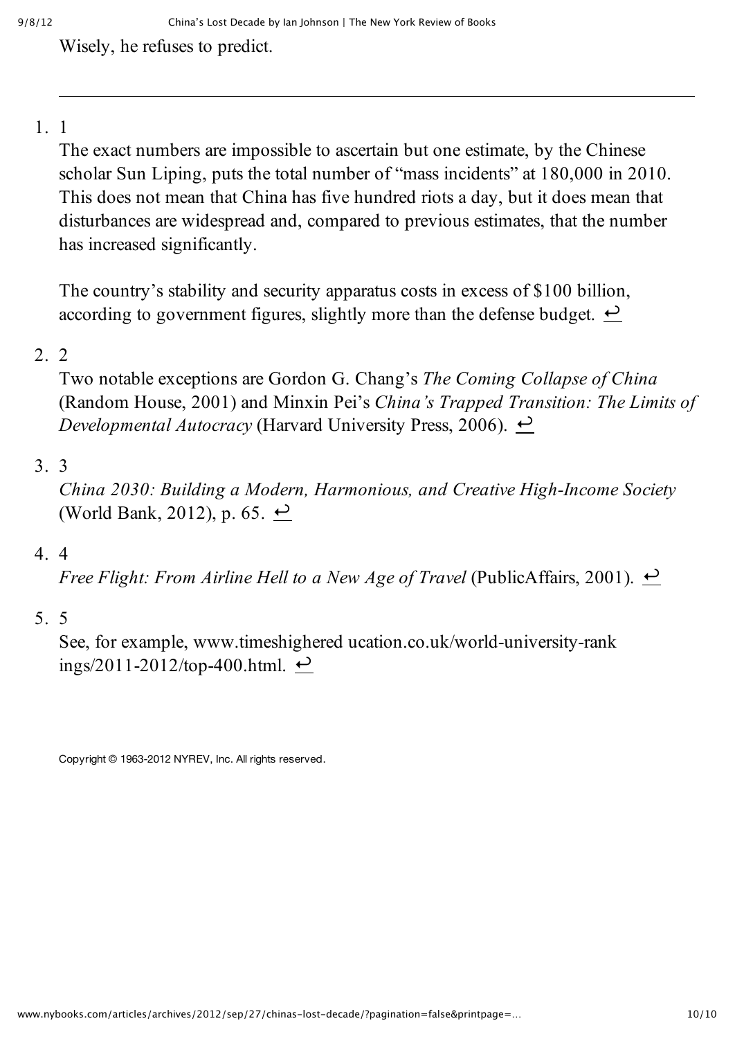Wisely, he refuses to predict.

---

1. 1

   The exact numbers are impossible to ascertain but one estimate, by the Chinese scholar Sun Liping, puts the total number of "mass incidents" at 180,000 in 2010. This does not mean that China has five hundred riots a day, but it does mean that disturbances are widespread and, compared to previous estimates, that the number has increased significantly.

   The country's stability and security apparatus costs in excess of $100 billion, according to government figures, slightly more than the defense budget. ↩

2. 2

   Two notable exceptions are Gordon G. Chang's *The Coming Collapse of China* (Random House, 2001) and Minxin Pei's *China's Trapped Transition: The Limits of Developmental Autocracy* (Harvard University Press, 2006). ↩

3. 3

   *China 2030: Building a Modern, Harmonious, and Creative High-Income Society* (World Bank, 2012), p. 65. ↩

4. 4

   *Free Flight: From Airline Hell to a New Age of Travel* (PublicAffairs, 2001). ↩

5. 5

   See, for example, www.timeshighered ucation.co.uk/world-university-rank ings/2011-2012/top-400.html. ↩

Copyright © 1963-2012 NYREV, Inc. All rights reserved.